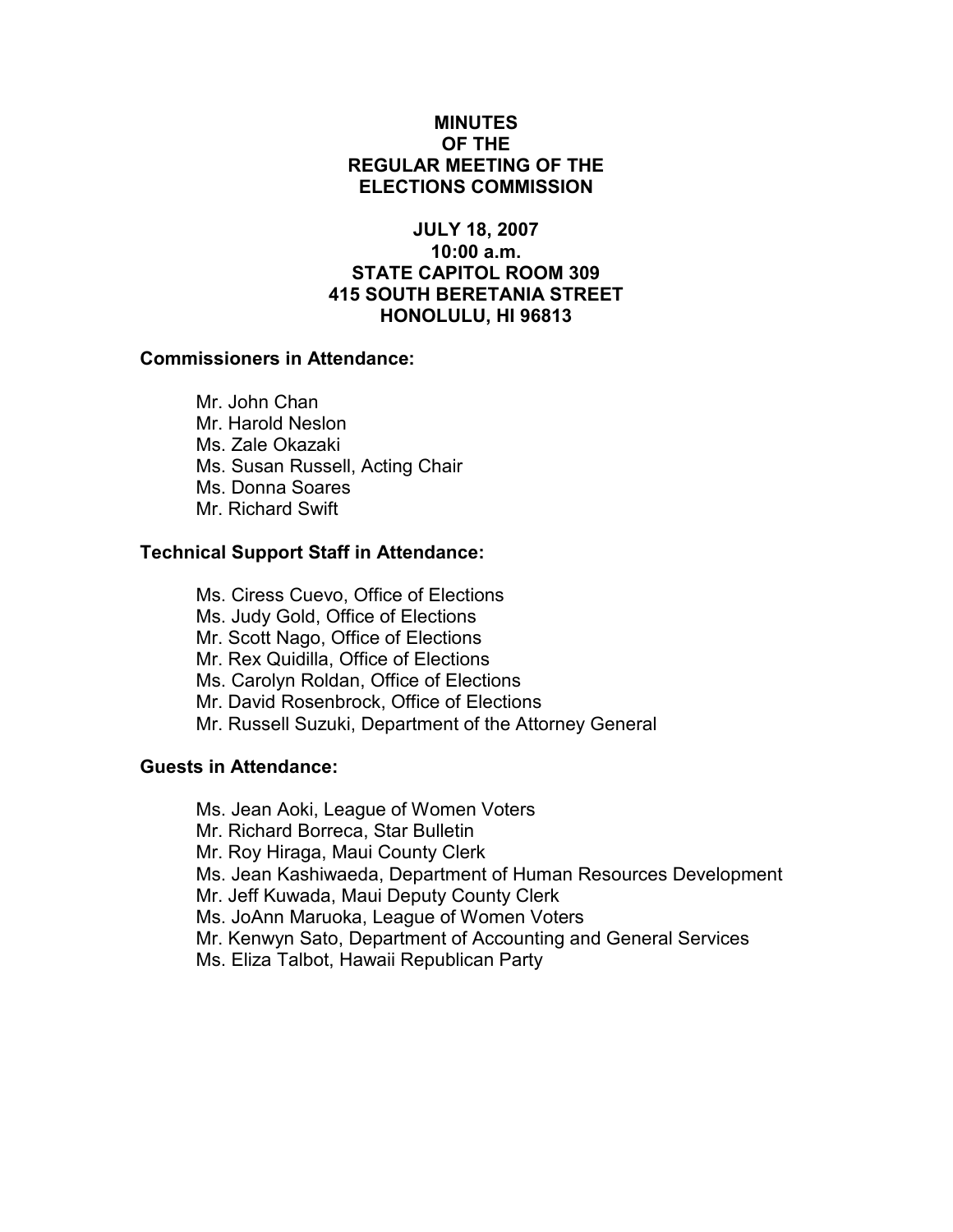# MINUTES
# OF THE
# REGULAR MEETING OF THE
# ELECTIONS COMMISSION

**JULY 18, 2007**
**10:00 a.m.**
**STATE CAPITOL ROOM 309**
**415 SOUTH BERETANIA STREET**
**HONOLULU, HI 96813**

### Commissioners in Attendance:

Mr. John Chan
Mr. Harold Neslon
Ms. Zale Okazaki
Ms. Susan Russell, Acting Chair
Ms. Donna Soares
Mr. Richard Swift

### Technical Support Staff in Attendance:

Ms. Ciress Cuevo, Office of Elections
Ms. Judy Gold, Office of Elections
Mr. Scott Nago, Office of Elections
Mr. Rex Quidilla, Office of Elections
Ms. Carolyn Roldan, Office of Elections
Mr. David Rosenbrock, Office of Elections
Mr. Russell Suzuki, Department of the Attorney General

### Guests in Attendance:

Ms. Jean Aoki, League of Women Voters
Mr. Richard Borreca, Star Bulletin
Mr. Roy Hiraga, Maui County Clerk
Ms. Jean Kashiwaeda, Department of Human Resources Development
Mr. Jeff Kuwada, Maui Deputy County Clerk
Ms. JoAnn Maruoka, League of Women Voters
Mr. Kenwyn Sato, Department of Accounting and General Services
Ms. Eliza Talbot, Hawaii Republican Party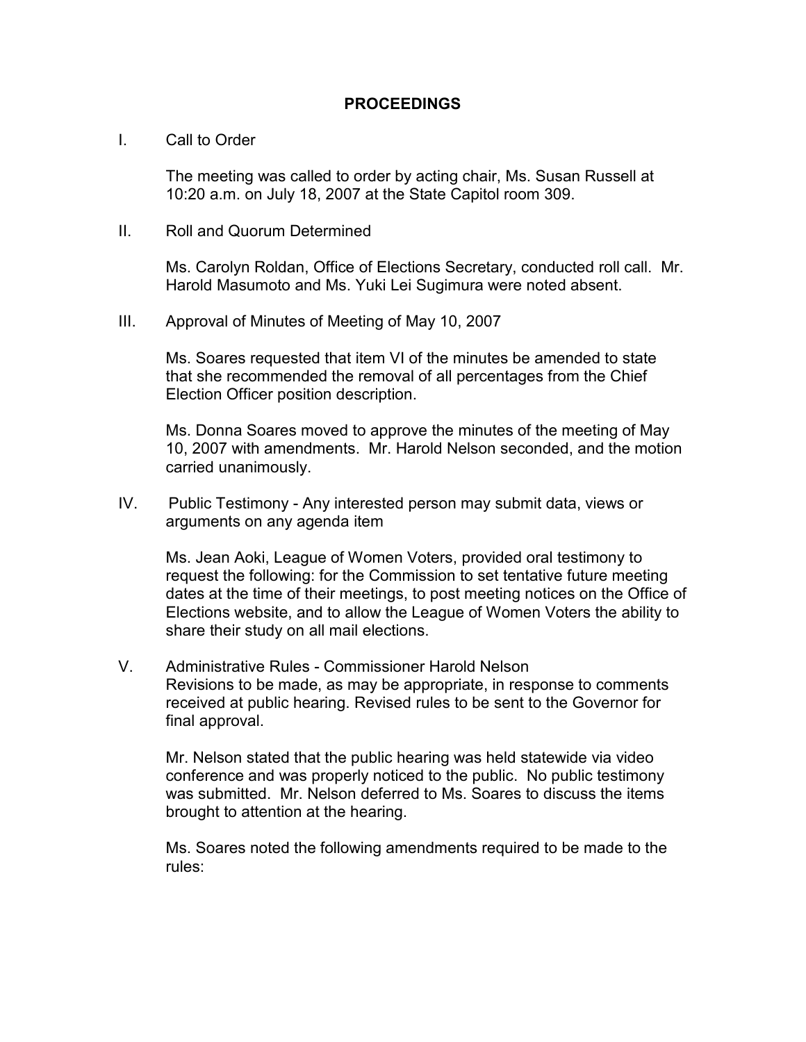## PROCEEDINGS

I. Call to Order

The meeting was called to order by acting chair, Ms. Susan Russell at 10:20 a.m. on July 18, 2007 at the State Capitol room 309.

II. Roll and Quorum Determined

Ms. Carolyn Roldan, Office of Elections Secretary, conducted roll call. Mr. Harold Masumoto and Ms. Yuki Lei Sugimura were noted absent.

III. Approval of Minutes of Meeting of May 10, 2007

Ms. Soares requested that item VI of the minutes be amended to state that she recommended the removal of all percentages from the Chief Election Officer position description.

Ms. Donna Soares moved to approve the minutes of the meeting of May 10, 2007 with amendments. Mr. Harold Nelson seconded, and the motion carried unanimously.

IV. Public Testimony - Any interested person may submit data, views or arguments on any agenda item

Ms. Jean Aoki, League of Women Voters, provided oral testimony to request the following: for the Commission to set tentative future meeting dates at the time of their meetings, to post meeting notices on the Office of Elections website, and to allow the League of Women Voters the ability to share their study on all mail elections.

V. Administrative Rules - Commissioner Harold Nelson
Revisions to be made, as may be appropriate, in response to comments received at public hearing. Revised rules to be sent to the Governor for final approval.

Mr. Nelson stated that the public hearing was held statewide via video conference and was properly noticed to the public. No public testimony was submitted. Mr. Nelson deferred to Ms. Soares to discuss the items brought to attention at the hearing.

Ms. Soares noted the following amendments required to be made to the rules: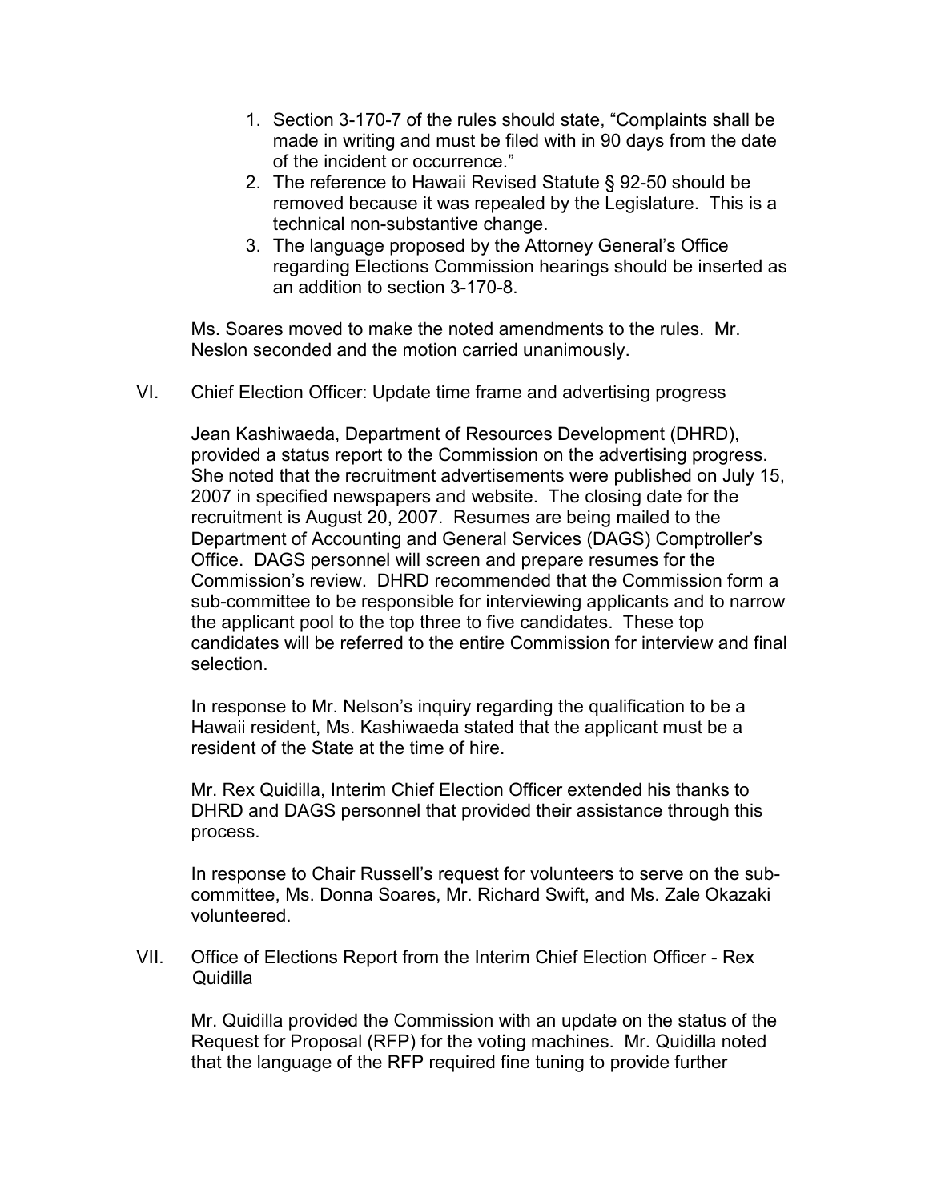1. Section 3-170-7 of the rules should state, "Complaints shall be made in writing and must be filed with in 90 days from the date of the incident or occurrence."
2. The reference to Hawaii Revised Statute § 92-50 should be removed because it was repealed by the Legislature. This is a technical non-substantive change.
3. The language proposed by the Attorney General's Office regarding Elections Commission hearings should be inserted as an addition to section 3-170-8.

Ms. Soares moved to make the noted amendments to the rules. Mr. Neslon seconded and the motion carried unanimously.

VI. Chief Election Officer: Update time frame and advertising progress

Jean Kashiwaeda, Department of Resources Development (DHRD), provided a status report to the Commission on the advertising progress. She noted that the recruitment advertisements were published on July 15, 2007 in specified newspapers and website. The closing date for the recruitment is August 20, 2007. Resumes are being mailed to the Department of Accounting and General Services (DAGS) Comptroller's Office. DAGS personnel will screen and prepare resumes for the Commission's review. DHRD recommended that the Commission form a sub-committee to be responsible for interviewing applicants and to narrow the applicant pool to the top three to five candidates. These top candidates will be referred to the entire Commission for interview and final selection.

In response to Mr. Nelson's inquiry regarding the qualification to be a Hawaii resident, Ms. Kashiwaeda stated that the applicant must be a resident of the State at the time of hire.

Mr. Rex Quidilla, Interim Chief Election Officer extended his thanks to DHRD and DAGS personnel that provided their assistance through this process.

In response to Chair Russell's request for volunteers to serve on the sub-committee, Ms. Donna Soares, Mr. Richard Swift, and Ms. Zale Okazaki volunteered.

VII. Office of Elections Report from the Interim Chief Election Officer - Rex Quidilla

Mr. Quidilla provided the Commission with an update on the status of the Request for Proposal (RFP) for the voting machines. Mr. Quidilla noted that the language of the RFP required fine tuning to provide further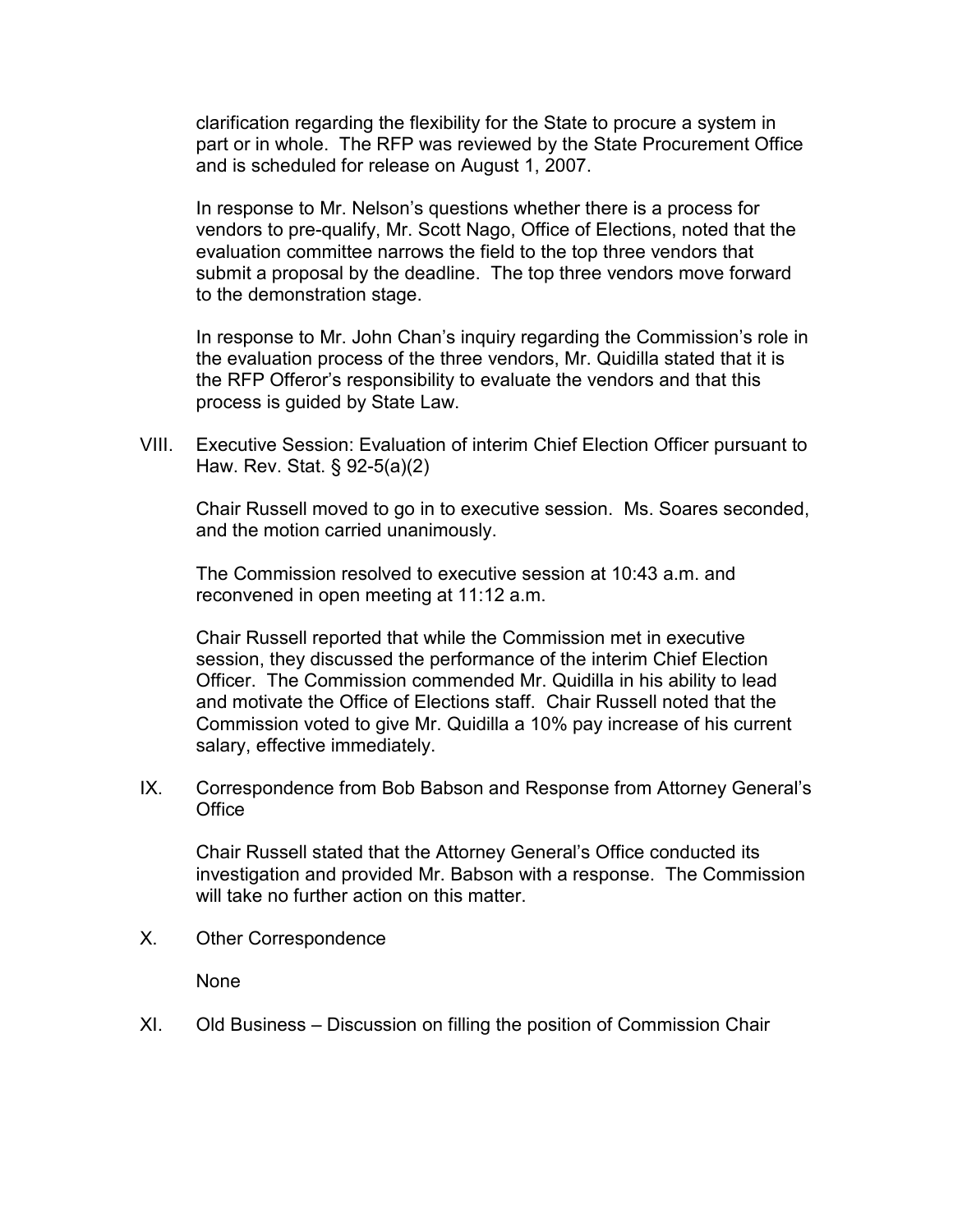clarification regarding the flexibility for the State to procure a system in part or in whole. The RFP was reviewed by the State Procurement Office and is scheduled for release on August 1, 2007.

In response to Mr. Nelson's questions whether there is a process for vendors to pre-qualify, Mr. Scott Nago, Office of Elections, noted that the evaluation committee narrows the field to the top three vendors that submit a proposal by the deadline. The top three vendors move forward to the demonstration stage.

In response to Mr. John Chan's inquiry regarding the Commission's role in the evaluation process of the three vendors, Mr. Quidilla stated that it is the RFP Offeror's responsibility to evaluate the vendors and that this process is guided by State Law.

VIII. Executive Session: Evaluation of interim Chief Election Officer pursuant to Haw. Rev. Stat. § 92-5(a)(2)

Chair Russell moved to go in to executive session. Ms. Soares seconded, and the motion carried unanimously.

The Commission resolved to executive session at 10:43 a.m. and reconvened in open meeting at 11:12 a.m.

Chair Russell reported that while the Commission met in executive session, they discussed the performance of the interim Chief Election Officer. The Commission commended Mr. Quidilla in his ability to lead and motivate the Office of Elections staff. Chair Russell noted that the Commission voted to give Mr. Quidilla a 10% pay increase of his current salary, effective immediately.

IX. Correspondence from Bob Babson and Response from Attorney General's Office

Chair Russell stated that the Attorney General's Office conducted its investigation and provided Mr. Babson with a response. The Commission will take no further action on this matter.

X. Other Correspondence

None

XI. Old Business – Discussion on filling the position of Commission Chair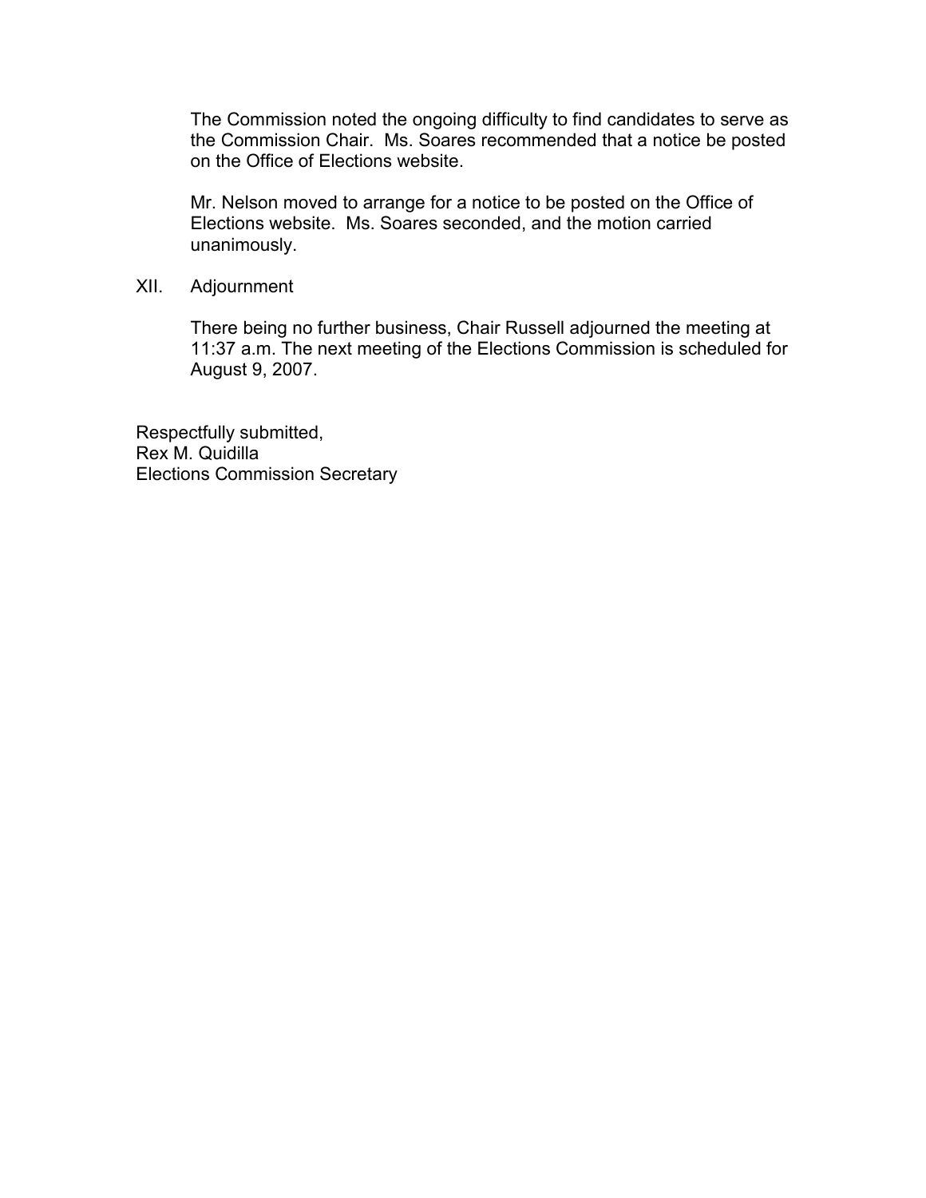The Commission noted the ongoing difficulty to find candidates to serve as the Commission Chair. Ms. Soares recommended that a notice be posted on the Office of Elections website.

Mr. Nelson moved to arrange for a notice to be posted on the Office of Elections website. Ms. Soares seconded, and the motion carried unanimously.

XII. Adjournment

There being no further business, Chair Russell adjourned the meeting at 11:37 a.m. The next meeting of the Elections Commission is scheduled for August 9, 2007.

Respectfully submitted,
Rex M. Quidilla
Elections Commission Secretary